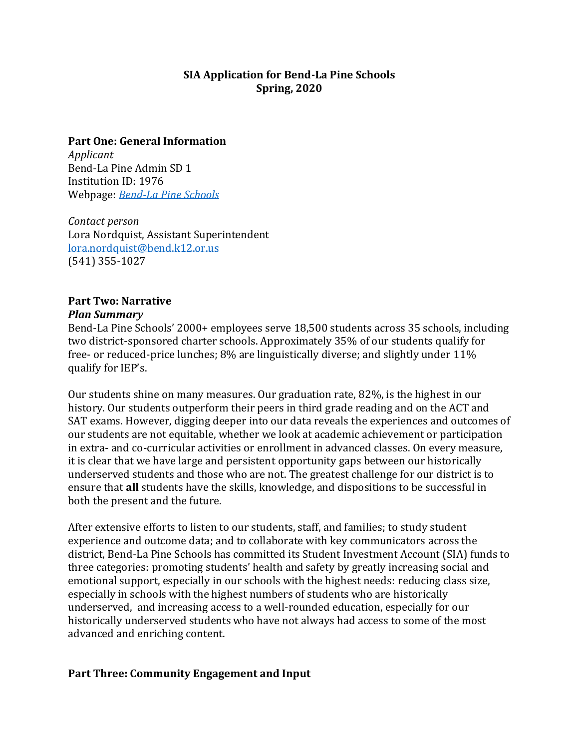**SIA Application for Bend-La Pine Schools**
**Spring, 2020**

## Part One: General Information

*Applicant*
Bend-La Pine Admin SD 1
Institution ID: 1976
Webpage: [*Bend-La Pine Schools*]()

*Contact person*
Lora Nordquist, Assistant Superintendent
lora.nordquist@bend.k12.or.us
(541) 355-1027

## Part Two: Narrative

***Plan Summary***

Bend-La Pine Schools' 2000+ employees serve 18,500 students across 35 schools, including two district-sponsored charter schools. Approximately 35% of our students qualify for free- or reduced-price lunches; 8% are linguistically diverse; and slightly under 11% qualify for IEP's.

Our students shine on many measures. Our graduation rate, 82%, is the highest in our history. Our students outperform their peers in third grade reading and on the ACT and SAT exams. However, digging deeper into our data reveals the experiences and outcomes of our students are not equitable, whether we look at academic achievement or participation in extra- and co-curricular activities or enrollment in advanced classes. On every measure, it is clear that we have large and persistent opportunity gaps between our historically underserved students and those who are not. The greatest challenge for our district is to ensure that **all** students have the skills, knowledge, and dispositions to be successful in both the present and the future.

After extensive efforts to listen to our students, staff, and families; to study student experience and outcome data; and to collaborate with key communicators across the district, Bend-La Pine Schools has committed its Student Investment Account (SIA) funds to three categories: promoting students' health and safety by greatly increasing social and emotional support, especially in our schools with the highest needs: reducing class size, especially in schools with the highest numbers of students who are historically underserved, and increasing access to a well-rounded education, especially for our historically underserved students who have not always had access to some of the most advanced and enriching content.

## Part Three: Community Engagement and Input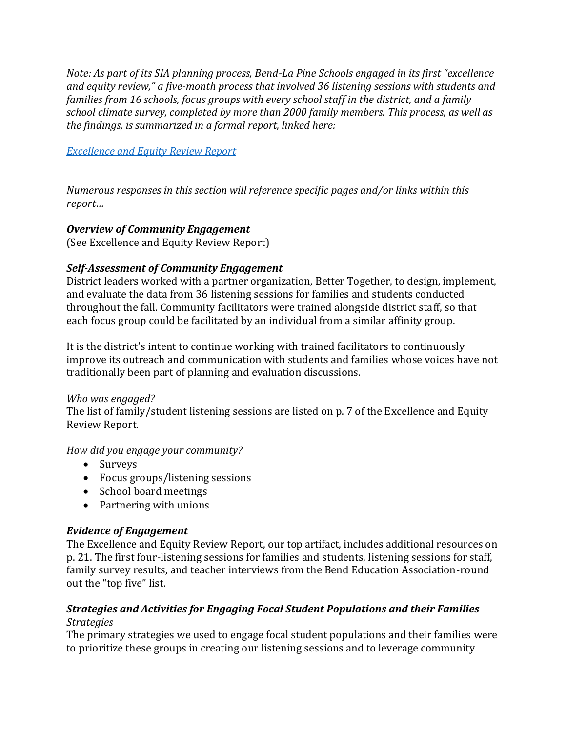*Note: As part of its SIA planning process, Bend-La Pine Schools engaged in its first "excellence and equity review," a five-month process that involved 36 listening sessions with students and families from 16 schools, focus groups with every school staff in the district, and a family school climate survey, completed by more than 2000 family members. This process, as well as the findings, is summarized in a formal report, linked here:*

*Excellence and Equity Review Report*

*Numerous responses in this section will reference specific pages and/or links within this report…*

***Overview of Community Engagement***

(See Excellence and Equity Review Report)

***Self-Assessment of Community Engagement***

District leaders worked with a partner organization, Better Together, to design, implement, and evaluate the data from 36 listening sessions for families and students conducted throughout the fall. Community facilitators were trained alongside district staff, so that each focus group could be facilitated by an individual from a similar affinity group.

It is the district's intent to continue working with trained facilitators to continuously improve its outreach and communication with students and families whose voices have not traditionally been part of planning and evaluation discussions.

*Who was engaged?*

The list of family/student listening sessions are listed on p. 7 of the Excellence and Equity Review Report.

*How did you engage your community?*

- Surveys
- Focus groups/listening sessions
- School board meetings
- Partnering with unions

***Evidence of Engagement***

The Excellence and Equity Review Report, our top artifact, includes additional resources on p. 21. The first four-listening sessions for families and students, listening sessions for staff, family survey results, and teacher interviews from the Bend Education Association-round out the "top five" list.

***Strategies and Activities for Engaging Focal Student Populations and their Families***

*Strategies*

The primary strategies we used to engage focal student populations and their families were to prioritize these groups in creating our listening sessions and to leverage community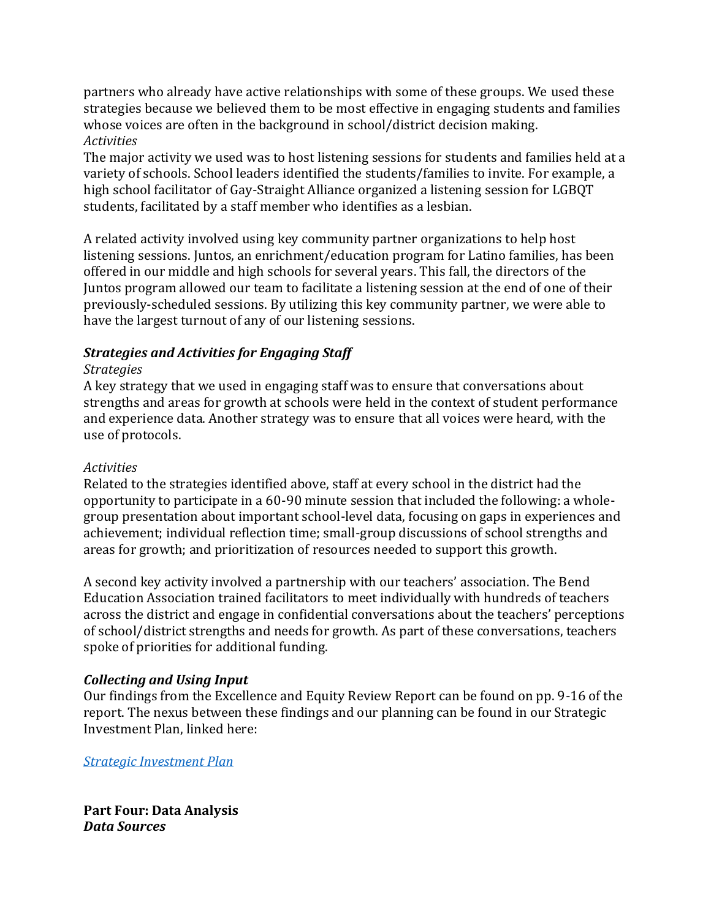partners who already have active relationships with some of these groups. We used these strategies because we believed them to be most effective in engaging students and families whose voices are often in the background in school/district decision making.

*Activities*

The major activity we used was to host listening sessions for students and families held at a variety of schools. School leaders identified the students/families to invite. For example, a high school facilitator of Gay-Straight Alliance organized a listening session for LGBQT students, facilitated by a staff member who identifies as a lesbian.

A related activity involved using key community partner organizations to help host listening sessions. Juntos, an enrichment/education program for Latino families, has been offered in our middle and high schools for several years. This fall, the directors of the Juntos program allowed our team to facilitate a listening session at the end of one of their previously-scheduled sessions. By utilizing this key community partner, we were able to have the largest turnout of any of our listening sessions.

### ***Strategies and Activities for Engaging Staff***

*Strategies*

A key strategy that we used in engaging staff was to ensure that conversations about strengths and areas for growth at schools were held in the context of student performance and experience data. Another strategy was to ensure that all voices were heard, with the use of protocols.

*Activities*

Related to the strategies identified above, staff at every school in the district had the opportunity to participate in a 60-90 minute session that included the following: a whole-group presentation about important school-level data, focusing on gaps in experiences and achievement; individual reflection time; small-group discussions of school strengths and areas for growth; and prioritization of resources needed to support this growth.

A second key activity involved a partnership with our teachers' association. The Bend Education Association trained facilitators to meet individually with hundreds of teachers across the district and engage in confidential conversations about the teachers' perceptions of school/district strengths and needs for growth. As part of these conversations, teachers spoke of priorities for additional funding.

### ***Collecting and Using Input***

Our findings from the Excellence and Equity Review Report can be found on pp. 9-16 of the report. The nexus between these findings and our planning can be found in our Strategic Investment Plan, linked here:

[*Strategic Investment Plan*]

## **Part Four: Data Analysis**

### ***Data Sources***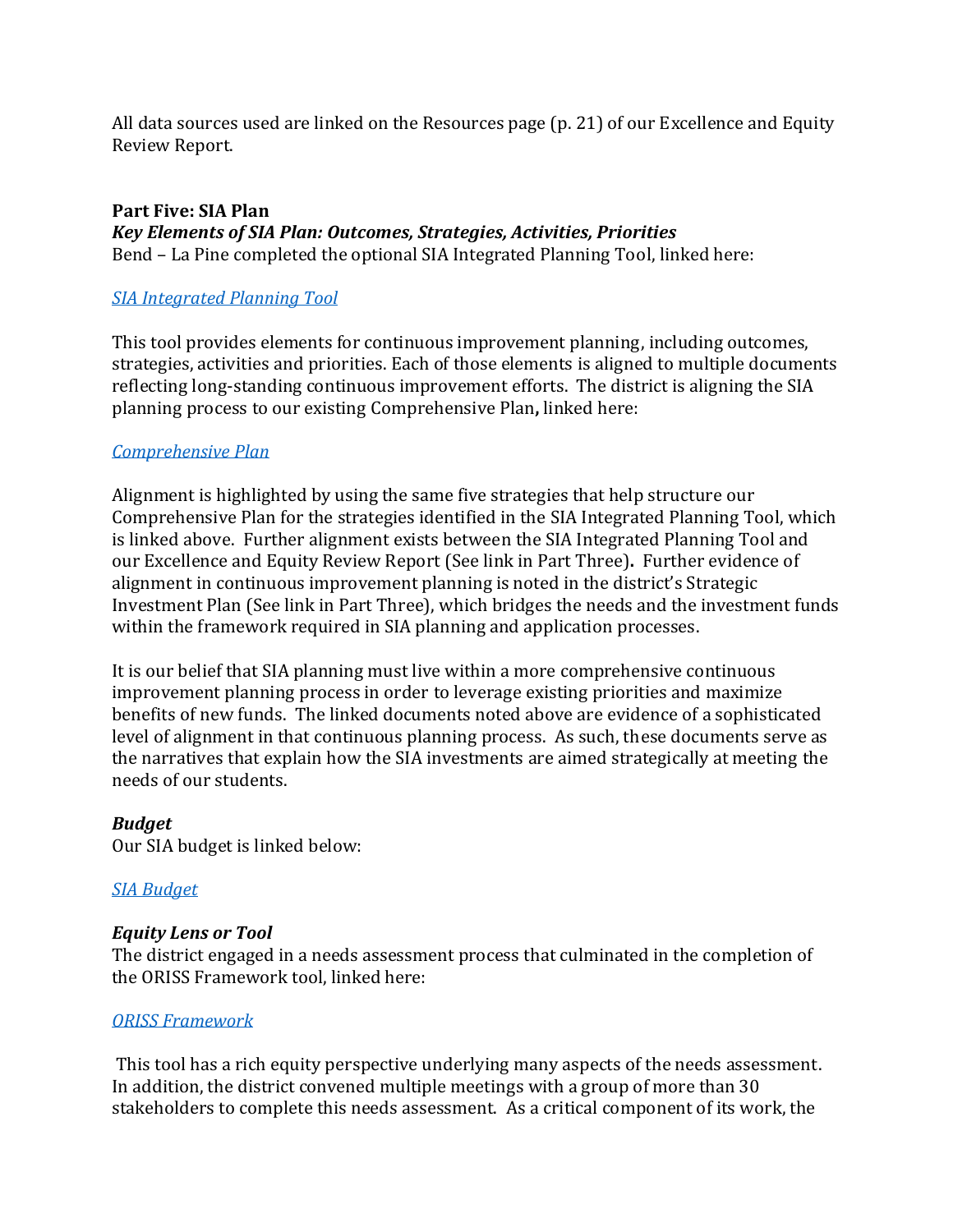All data sources used are linked on the Resources page (p. 21) of our Excellence and Equity Review Report.

**Part Five: SIA Plan**

***Key Elements of SIA Plan: Outcomes, Strategies, Activities, Priorities***

Bend – La Pine completed the optional SIA Integrated Planning Tool, linked here:

*SIA Integrated Planning Tool*

This tool provides elements for continuous improvement planning, including outcomes, strategies, activities and priorities. Each of those elements is aligned to multiple documents reflecting long-standing continuous improvement efforts. The district is aligning the SIA planning process to our existing Comprehensive Plan**,** linked here:

*Comprehensive Plan*

Alignment is highlighted by using the same five strategies that help structure our Comprehensive Plan for the strategies identified in the SIA Integrated Planning Tool, which is linked above. Further alignment exists between the SIA Integrated Planning Tool and our Excellence and Equity Review Report (See link in Part Three)**.** Further evidence of alignment in continuous improvement planning is noted in the district's Strategic Investment Plan (See link in Part Three), which bridges the needs and the investment funds within the framework required in SIA planning and application processes.

It is our belief that SIA planning must live within a more comprehensive continuous improvement planning process in order to leverage existing priorities and maximize benefits of new funds. The linked documents noted above are evidence of a sophisticated level of alignment in that continuous planning process. As such, these documents serve as the narratives that explain how the SIA investments are aimed strategically at meeting the needs of our students.

***Budget***

Our SIA budget is linked below:

*SIA Budget*

***Equity Lens or Tool***

The district engaged in a needs assessment process that culminated in the completion of the ORISS Framework tool, linked here:

*ORISS Framework*

This tool has a rich equity perspective underlying many aspects of the needs assessment. In addition, the district convened multiple meetings with a group of more than 30 stakeholders to complete this needs assessment. As a critical component of its work, the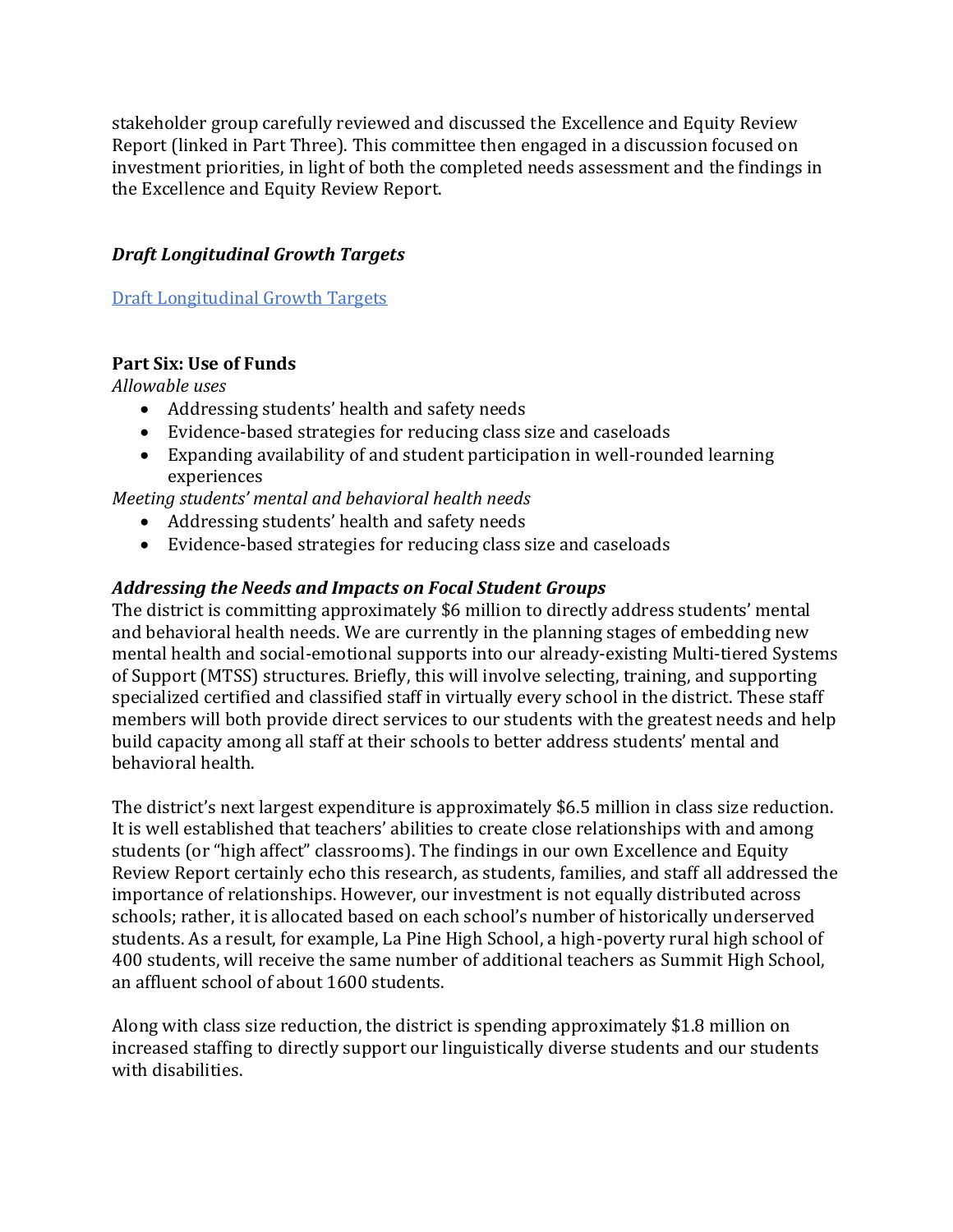stakeholder group carefully reviewed and discussed the Excellence and Equity Review Report (linked in Part Three). This committee then engaged in a discussion focused on investment priorities, in light of both the completed needs assessment and the findings in the Excellence and Equity Review Report.

### *Draft Longitudinal Growth Targets*

[Draft Longitudinal Growth Targets]

## Part Six: Use of Funds

*Allowable uses*

- Addressing students' health and safety needs
- Evidence-based strategies for reducing class size and caseloads
- Expanding availability of and student participation in well-rounded learning experiences

*Meeting students' mental and behavioral health needs*

- Addressing students' health and safety needs
- Evidence-based strategies for reducing class size and caseloads

### *Addressing the Needs and Impacts on Focal Student Groups*

The district is committing approximately $6 million to directly address students' mental and behavioral health needs. We are currently in the planning stages of embedding new mental health and social-emotional supports into our already-existing Multi-tiered Systems of Support (MTSS) structures. Briefly, this will involve selecting, training, and supporting specialized certified and classified staff in virtually every school in the district. These staff members will both provide direct services to our students with the greatest needs and help build capacity among all staff at their schools to better address students' mental and behavioral health.

The district's next largest expenditure is approximately $6.5 million in class size reduction. It is well established that teachers' abilities to create close relationships with and among students (or "high affect" classrooms). The findings in our own Excellence and Equity Review Report certainly echo this research, as students, families, and staff all addressed the importance of relationships. However, our investment is not equally distributed across schools; rather, it is allocated based on each school's number of historically underserved students. As a result, for example, La Pine High School, a high-poverty rural high school of 400 students, will receive the same number of additional teachers as Summit High School, an affluent school of about 1600 students.

Along with class size reduction, the district is spending approximately $1.8 million on increased staffing to directly support our linguistically diverse students and our students with disabilities.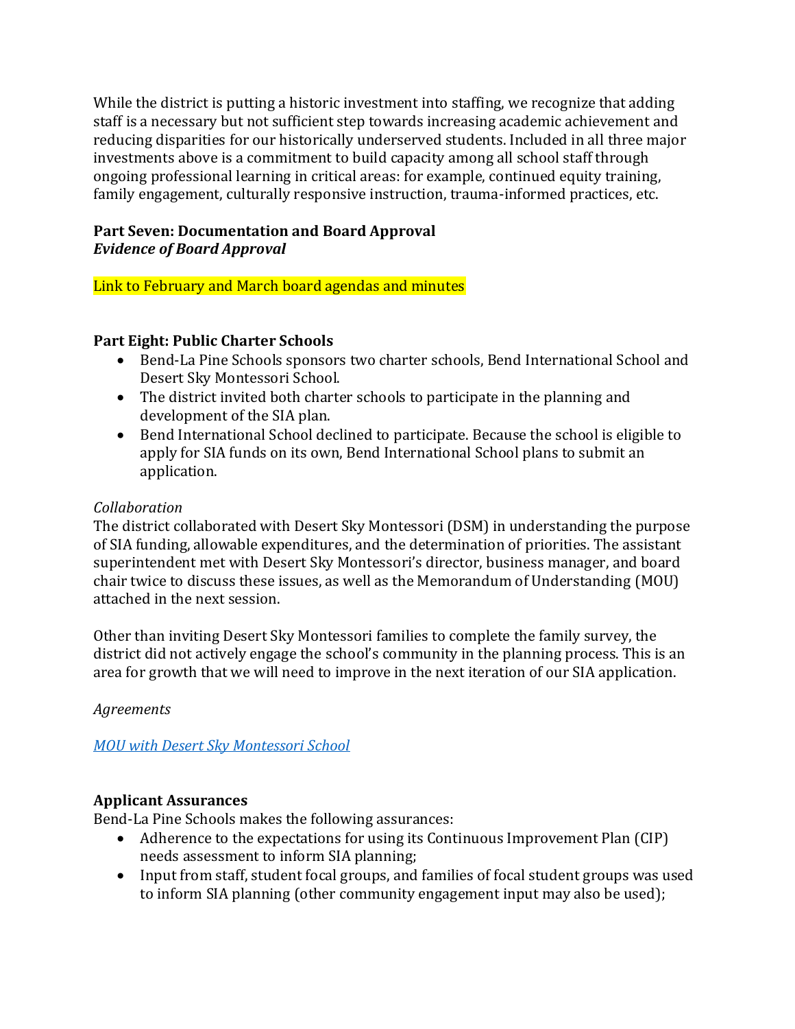While the district is putting a historic investment into staffing, we recognize that adding staff is a necessary but not sufficient step towards increasing academic achievement and reducing disparities for our historically underserved students. Included in all three major investments above is a commitment to build capacity among all school staff through ongoing professional learning in critical areas: for example, continued equity training, family engagement, culturally responsive instruction, trauma-informed practices, etc.

**Part Seven: Documentation and Board Approval**
***Evidence of Board Approval***

Link to February and March board agendas and minutes

**Part Eight: Public Charter Schools**

- Bend-La Pine Schools sponsors two charter schools, Bend International School and Desert Sky Montessori School.
- The district invited both charter schools to participate in the planning and development of the SIA plan.
- Bend International School declined to participate. Because the school is eligible to apply for SIA funds on its own, Bend International School plans to submit an application.

*Collaboration*
The district collaborated with Desert Sky Montessori (DSM) in understanding the purpose of SIA funding, allowable expenditures, and the determination of priorities. The assistant superintendent met with Desert Sky Montessori's director, business manager, and board chair twice to discuss these issues, as well as the Memorandum of Understanding (MOU) attached in the next session.

Other than inviting Desert Sky Montessori families to complete the family survey, the district did not actively engage the school's community in the planning process. This is an area for growth that we will need to improve in the next iteration of our SIA application.

*Agreements*

*MOU with Desert Sky Montessori School*

**Applicant Assurances**
Bend-La Pine Schools makes the following assurances:

- Adherence to the expectations for using its Continuous Improvement Plan (CIP) needs assessment to inform SIA planning;
- Input from staff, student focal groups, and families of focal student groups was used to inform SIA planning (other community engagement input may also be used);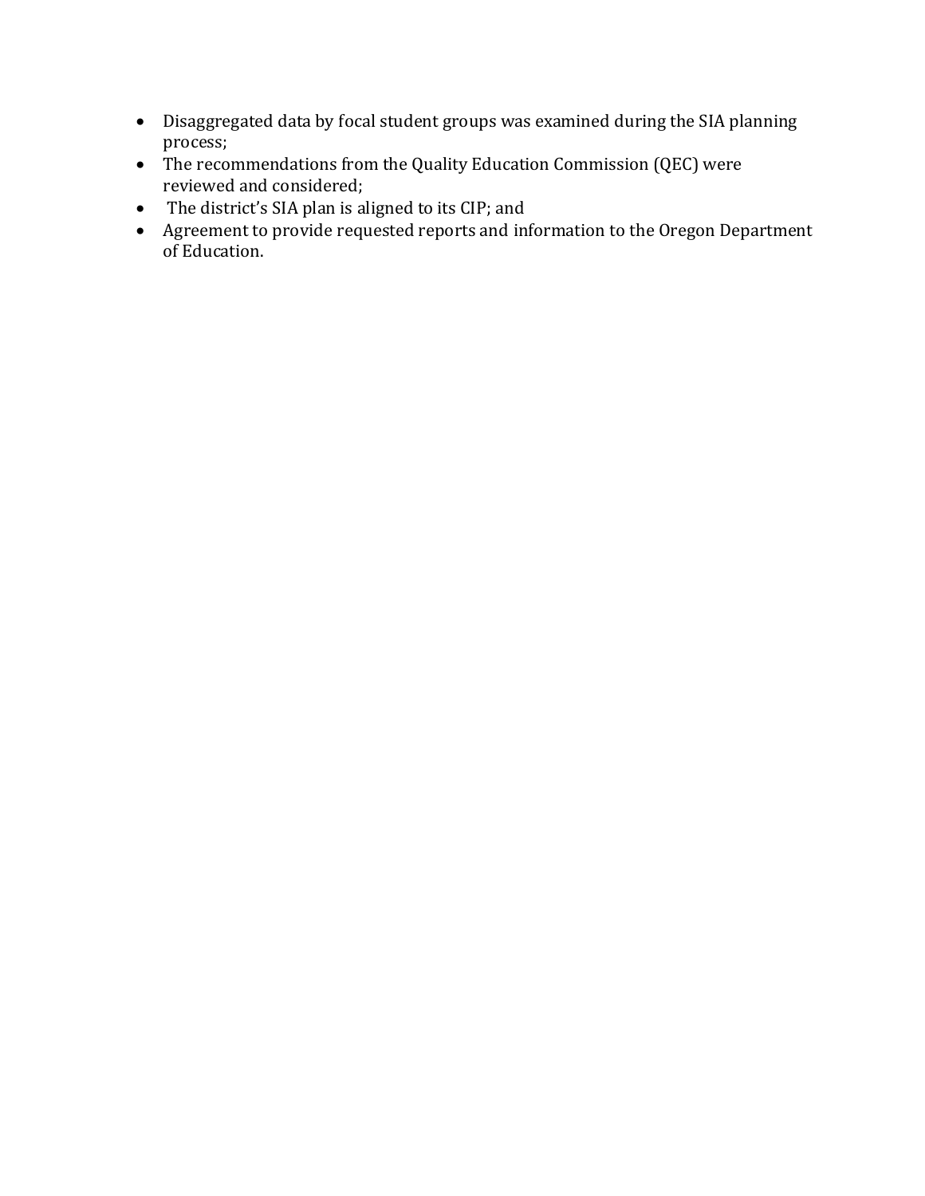- Disaggregated data by focal student groups was examined during the SIA planning process;
- The recommendations from the Quality Education Commission (QEC) were reviewed and considered;
- The district's SIA plan is aligned to its CIP; and
- Agreement to provide requested reports and information to the Oregon Department of Education.